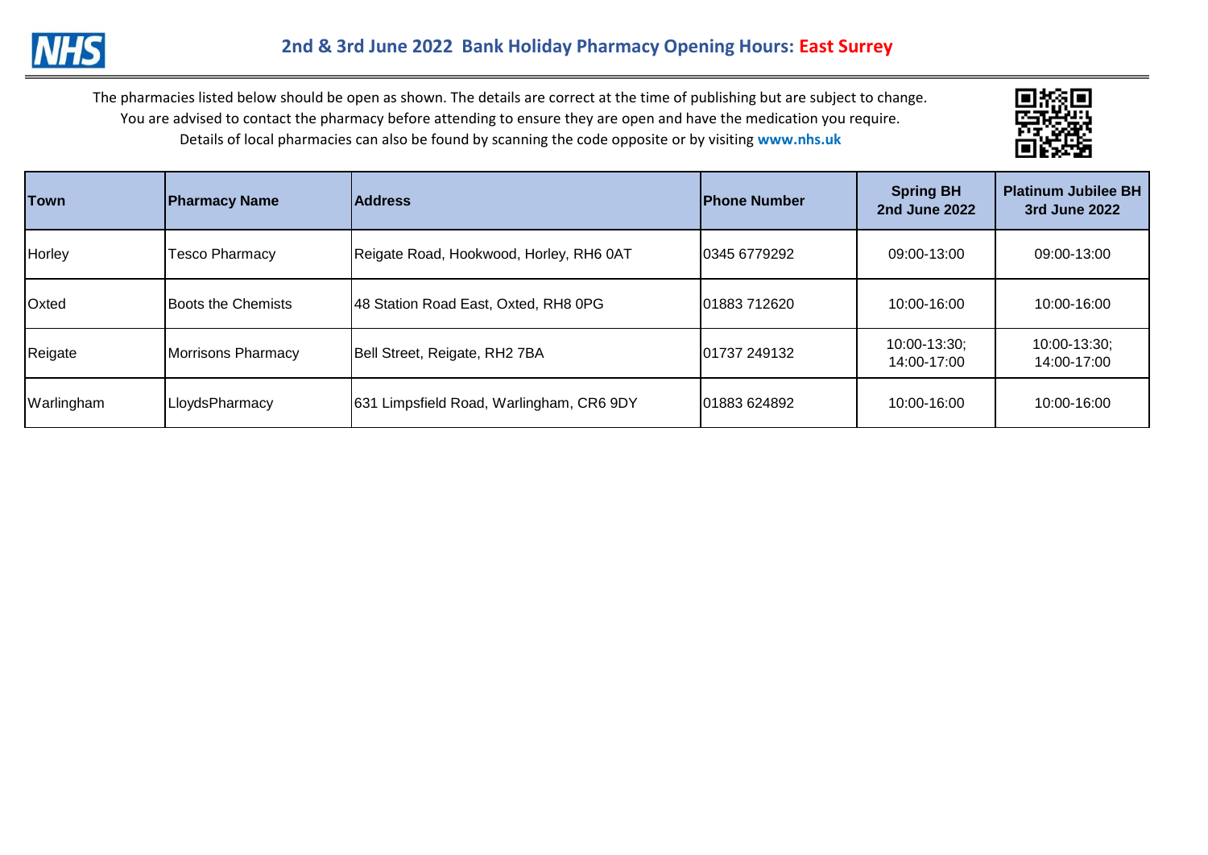# 2nd & 3rd June 2022 Bank Holiday Pharmacy Opening Hours: East Surrey

The pharmacies listed below should be open as shown. The details are correct at the time of publishing but are subject to change.
You are advised to contact the pharmacy before attending to ensure they are open and have the medication you require.
Details of local pharmacies can also be found by scanning the code opposite or by visiting **www.nhs.uk**

| Town | Pharmacy Name | Address | Phone Number | Spring BH 2nd June 2022 | Platinum Jubilee BH 3rd June 2022 |
|---|---|---|---|---|---|
| Horley | Tesco Pharmacy | Reigate Road, Hookwood, Horley, RH6 0AT | 0345 6779292 | 09:00-13:00 | 09:00-13:00 |
| Oxted | Boots the Chemists | 48 Station Road East, Oxted, RH8 0PG | 01883 712620 | 10:00-16:00 | 10:00-16:00 |
| Reigate | Morrisons Pharmacy | Bell Street, Reigate, RH2 7BA | 01737 249132 | 10:00-13:30; 14:00-17:00 | 10:00-13:30; 14:00-17:00 |
| Warlingham | LloydsPharmacy | 631 Limpsfield Road, Warlingham, CR6 9DY | 01883 624892 | 10:00-16:00 | 10:00-16:00 |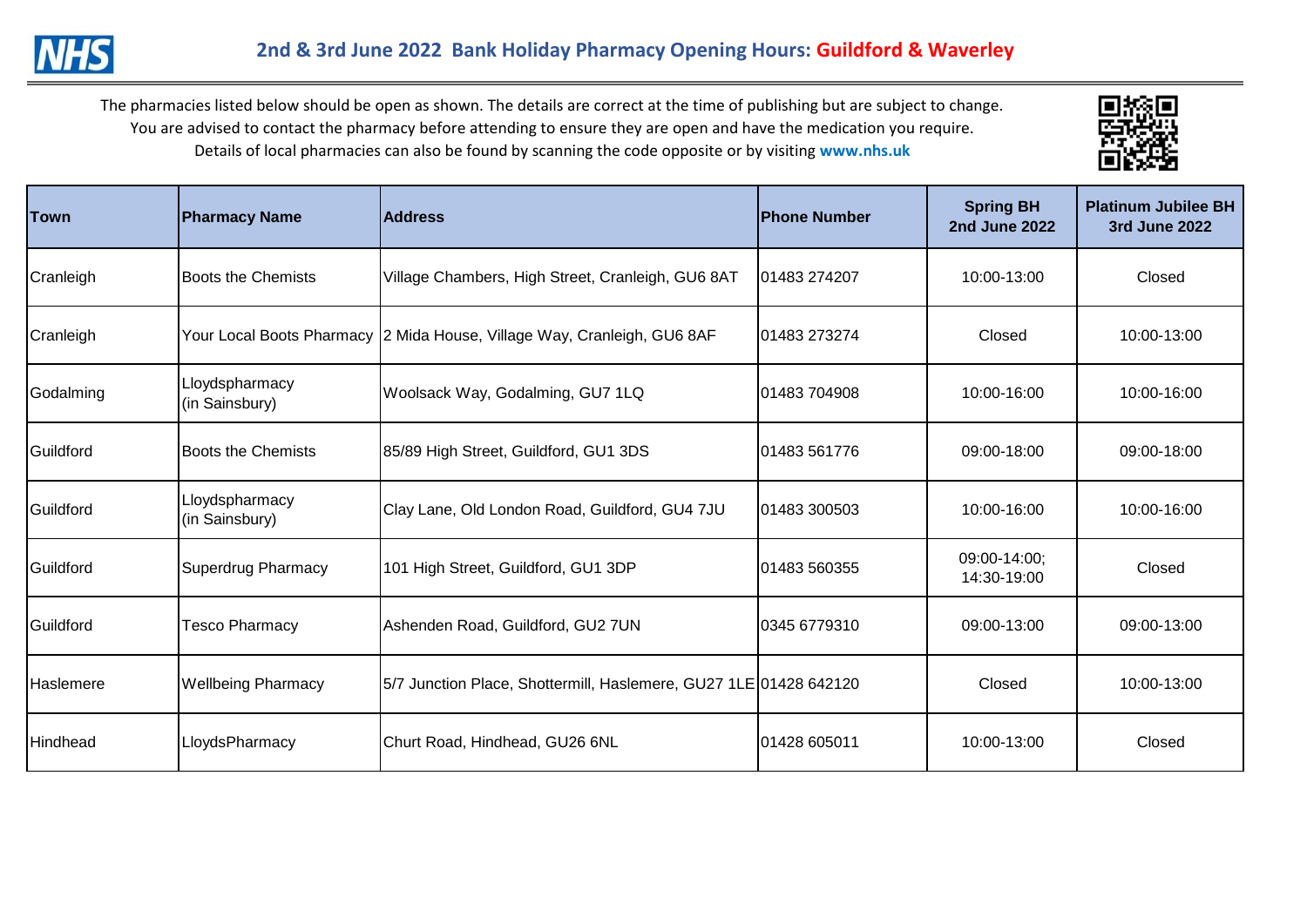## 2nd & 3rd June 2022 Bank Holiday Pharmacy Opening Hours: Guildford & Waverley

The pharmacies listed below should be open as shown. The details are correct at the time of publishing but are subject to change. You are advised to contact the pharmacy before attending to ensure they are open and have the medication you require. Details of local pharmacies can also be found by scanning the code opposite or by visiting **www.nhs.uk**

| Town | Pharmacy Name | Address | Phone Number | Spring BH 2nd June 2022 | Platinum Jubilee BH 3rd June 2022 |
|---|---|---|---|---|---|
| Cranleigh | Boots the Chemists | Village Chambers, High Street, Cranleigh, GU6 8AT | 01483 274207 | 10:00-13:00 | Closed |
| Cranleigh | Your Local Boots Pharmacy | 2 Mida House, Village Way, Cranleigh, GU6 8AF | 01483 273274 | Closed | 10:00-13:00 |
| Godalming | Lloydspharmacy (in Sainsbury) | Woolsack Way, Godalming, GU7 1LQ | 01483 704908 | 10:00-16:00 | 10:00-16:00 |
| Guildford | Boots the Chemists | 85/89 High Street, Guildford, GU1 3DS | 01483 561776 | 09:00-18:00 | 09:00-18:00 |
| Guildford | Lloydspharmacy (in Sainsbury) | Clay Lane, Old London Road, Guildford, GU4 7JU | 01483 300503 | 10:00-16:00 | 10:00-16:00 |
| Guildford | Superdrug Pharmacy | 101 High Street, Guildford, GU1 3DP | 01483 560355 | 09:00-14:00; 14:30-19:00 | Closed |
| Guildford | Tesco Pharmacy | Ashenden Road, Guildford, GU2 7UN | 0345 6779310 | 09:00-13:00 | 09:00-13:00 |
| Haslemere | Wellbeing Pharmacy | 5/7 Junction Place, Shottermill, Haslemere, GU27 1LE | 01428 642120 | Closed | 10:00-13:00 |
| Hindhead | LloydsPharmacy | Churt Road, Hindhead, GU26 6NL | 01428 605011 | 10:00-13:00 | Closed |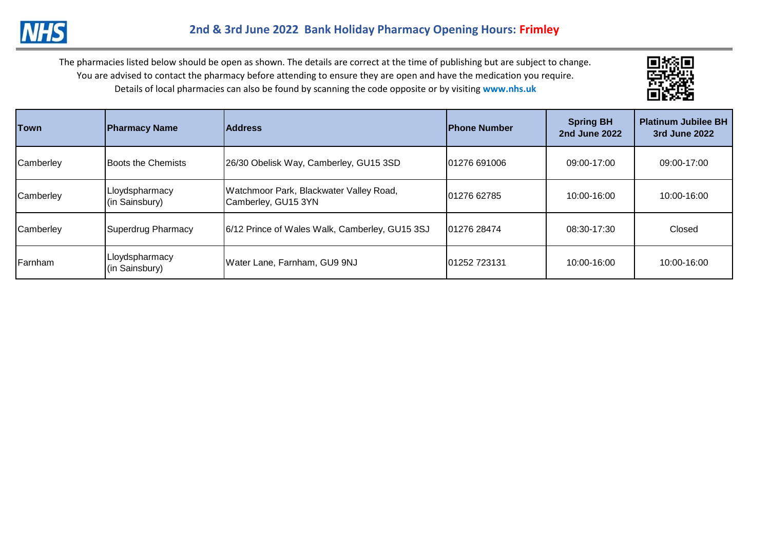# 2nd & 3rd June 2022 Bank Holiday Pharmacy Opening Hours: Frimley

The pharmacies listed below should be open as shown. The details are correct at the time of publishing but are subject to change.
You are advised to contact the pharmacy before attending to ensure they are open and have the medication you require.
Details of local pharmacies can also be found by scanning the code opposite or by visiting **www.nhs.uk**

| Town | Pharmacy Name | Address | Phone Number | Spring BH 2nd June 2022 | Platinum Jubilee BH 3rd June 2022 |
|---|---|---|---|---|---|
| Camberley | Boots the Chemists | 26/30 Obelisk Way, Camberley, GU15 3SD | 01276 691006 | 09:00-17:00 | 09:00-17:00 |
| Camberley | Lloydspharmacy (in Sainsbury) | Watchmoor Park, Blackwater Valley Road, Camberley, GU15 3YN | 01276 62785 | 10:00-16:00 | 10:00-16:00 |
| Camberley | Superdrug Pharmacy | 6/12 Prince of Wales Walk, Camberley, GU15 3SJ | 01276 28474 | 08:30-17:30 | Closed |
| Farnham | Lloydspharmacy (in Sainsbury) | Water Lane, Farnham, GU9 9NJ | 01252 723131 | 10:00-16:00 | 10:00-16:00 |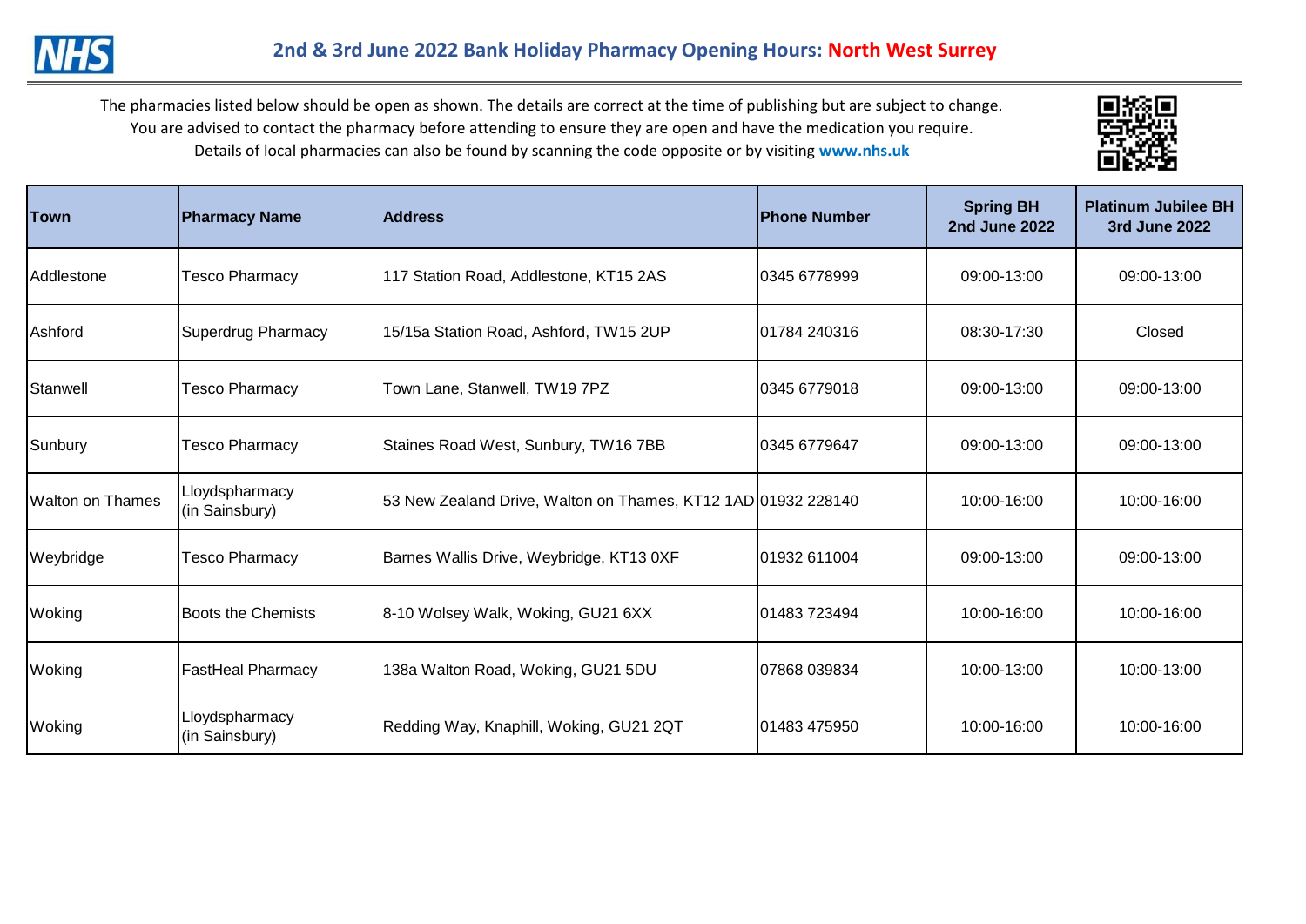## 2nd & 3rd June 2022 Bank Holiday Pharmacy Opening Hours: North West Surrey

The pharmacies listed below should be open as shown. The details are correct at the time of publishing but are subject to change.
You are advised to contact the pharmacy before attending to ensure they are open and have the medication you require.
Details of local pharmacies can also be found by scanning the code opposite or by visiting **www.nhs.uk**

| Town | Pharmacy Name | Address | Phone Number | Spring BH 2nd June 2022 | Platinum Jubilee BH 3rd June 2022 |
|---|---|---|---|---|---|
| Addlestone | Tesco Pharmacy | 117 Station Road, Addlestone, KT15 2AS | 0345 6778999 | 09:00-13:00 | 09:00-13:00 |
| Ashford | Superdrug Pharmacy | 15/15a Station Road, Ashford, TW15 2UP | 01784 240316 | 08:30-17:30 | Closed |
| Stanwell | Tesco Pharmacy | Town Lane, Stanwell, TW19 7PZ | 0345 6779018 | 09:00-13:00 | 09:00-13:00 |
| Sunbury | Tesco Pharmacy | Staines Road West, Sunbury, TW16 7BB | 0345 6779647 | 09:00-13:00 | 09:00-13:00 |
| Walton on Thames | Lloydspharmacy (in Sainsbury) | 53 New Zealand Drive, Walton on Thames, KT12 1AD | 01932 228140 | 10:00-16:00 | 10:00-16:00 |
| Weybridge | Tesco Pharmacy | Barnes Wallis Drive, Weybridge, KT13 0XF | 01932 611004 | 09:00-13:00 | 09:00-13:00 |
| Woking | Boots the Chemists | 8-10 Wolsey Walk, Woking, GU21 6XX | 01483 723494 | 10:00-16:00 | 10:00-16:00 |
| Woking | FastHeal Pharmacy | 138a Walton Road, Woking, GU21 5DU | 07868 039834 | 10:00-13:00 | 10:00-13:00 |
| Woking | Lloydspharmacy (in Sainsbury) | Redding Way, Knaphill, Woking, GU21 2QT | 01483 475950 | 10:00-16:00 | 10:00-16:00 |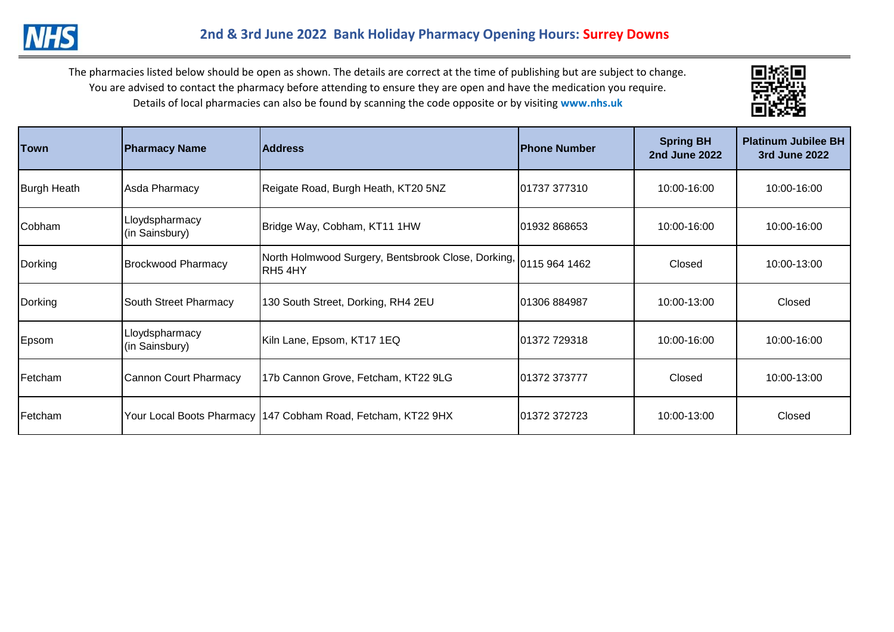## 2nd & 3rd June 2022 Bank Holiday Pharmacy Opening Hours: Surrey Downs

The pharmacies listed below should be open as shown. The details are correct at the time of publishing but are subject to change.
You are advised to contact the pharmacy before attending to ensure they are open and have the medication you require.
Details of local pharmacies can also be found by scanning the code opposite or by visiting **www.nhs.uk**

| Town | Pharmacy Name | Address | Phone Number | Spring BH 2nd June 2022 | Platinum Jubilee BH 3rd June 2022 |
|---|---|---|---|---|---|
| Burgh Heath | Asda Pharmacy | Reigate Road, Burgh Heath, KT20 5NZ | 01737 377310 | 10:00-16:00 | 10:00-16:00 |
| Cobham | Lloydspharmacy (in Sainsbury) | Bridge Way, Cobham, KT11 1HW | 01932 868653 | 10:00-16:00 | 10:00-16:00 |
| Dorking | Brockwood Pharmacy | North Holmwood Surgery, Bentsbrook Close, Dorking, RH5 4HY | 0115 964 1462 | Closed | 10:00-13:00 |
| Dorking | South Street Pharmacy | 130 South Street, Dorking, RH4 2EU | 01306 884987 | 10:00-13:00 | Closed |
| Epsom | Lloydspharmacy (in Sainsbury) | Kiln Lane, Epsom, KT17 1EQ | 01372 729318 | 10:00-16:00 | 10:00-16:00 |
| Fetcham | Cannon Court Pharmacy | 17b Cannon Grove, Fetcham, KT22 9LG | 01372 373777 | Closed | 10:00-13:00 |
| Fetcham | Your Local Boots Pharmacy | 147 Cobham Road, Fetcham, KT22 9HX | 01372 372723 | 10:00-13:00 | Closed |